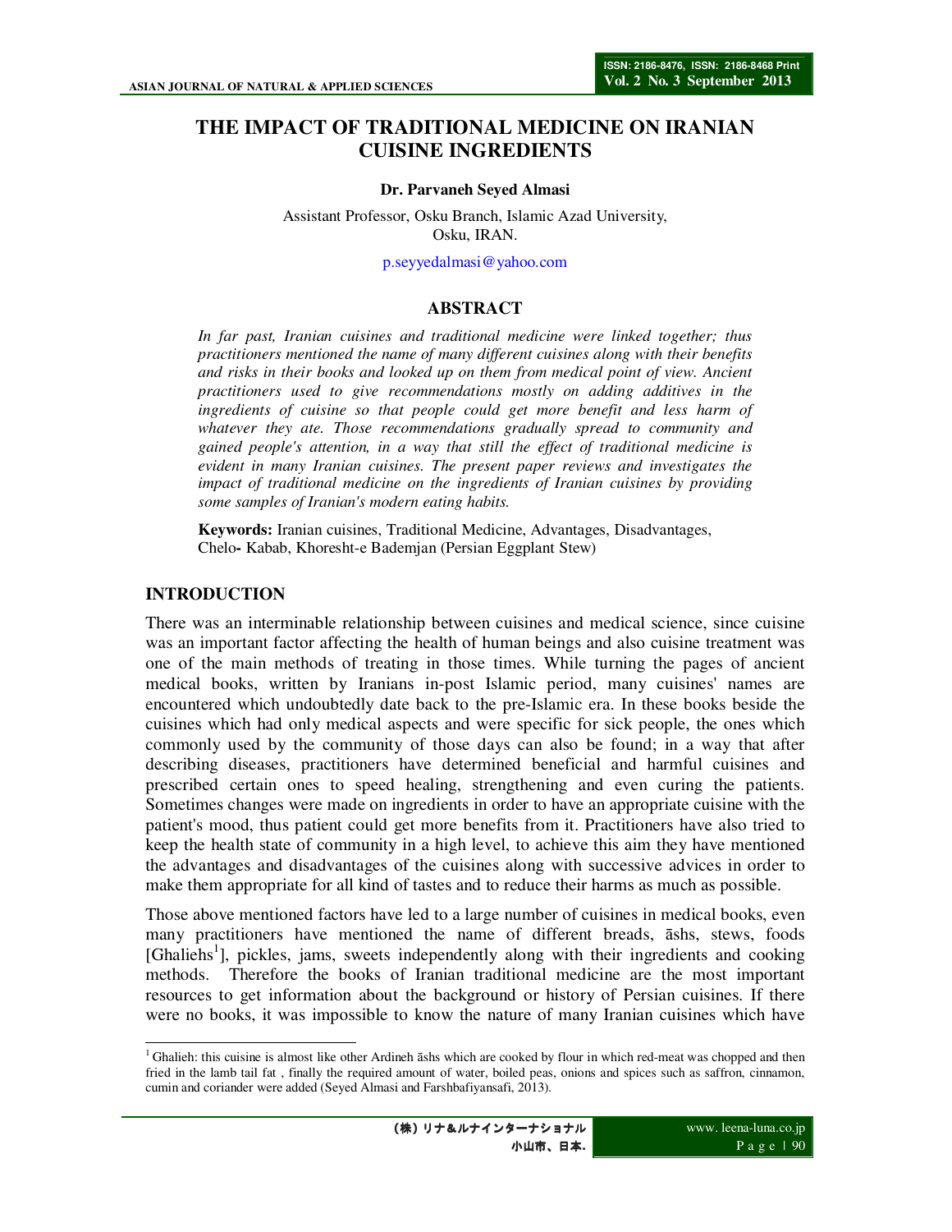# THE IMPACT OF TRADITIONAL MEDICINE ON IRANIAN CUISINE INGREDIENTS

**Dr. Parvaneh Seyed Almasi**

Assistant Professor, Osku Branch, Islamic Azad University, Osku, IRAN.

p.seyyedalmasi@yahoo.com

## ABSTRACT

*In far past, Iranian cuisines and traditional medicine were linked together; thus practitioners mentioned the name of many different cuisines along with their benefits and risks in their books and looked up on them from medical point of view. Ancient practitioners used to give recommendations mostly on adding additives in the ingredients of cuisine so that people could get more benefit and less harm of whatever they ate. Those recommendations gradually spread to community and gained people's attention, in a way that still the effect of traditional medicine is evident in many Iranian cuisines. The present paper reviews and investigates the impact of traditional medicine on the ingredients of Iranian cuisines by providing some samples of Iranian's modern eating habits.*

**Keywords:** Iranian cuisines, Traditional Medicine, Advantages, Disadvantages, Chelo**-** Kabab, Khoresht-e Bademjan (Persian Eggplant Stew)

## INTRODUCTION

There was an interminable relationship between cuisines and medical science, since cuisine was an important factor affecting the health of human beings and also cuisine treatment was one of the main methods of treating in those times. While turning the pages of ancient medical books, written by Iranians in-post Islamic period, many cuisines' names are encountered which undoubtedly date back to the pre-Islamic era. In these books beside the cuisines which had only medical aspects and were specific for sick people, the ones which commonly used by the community of those days can also be found; in a way that after describing diseases, practitioners have determined beneficial and harmful cuisines and prescribed certain ones to speed healing, strengthening and even curing the patients. Sometimes changes were made on ingredients in order to have an appropriate cuisine with the patient's mood, thus patient could get more benefits from it. Practitioners have also tried to keep the health state of community in a high level, to achieve this aim they have mentioned the advantages and disadvantages of the cuisines along with successive advices in order to make them appropriate for all kind of tastes and to reduce their harms as much as possible.

Those above mentioned factors have led to a large number of cuisines in medical books, even many practitioners have mentioned the name of different breads, āshs, stews, foods [Ghaliehs[1]], pickles, jams, sweets independently along with their ingredients and cooking methods. Therefore the books of Iranian traditional medicine are the most important resources to get information about the background or history of Persian cuisines. If there were no books, it was impossible to know the nature of many Iranian cuisines which have

---

[1] Ghalieh: this cuisine is almost like other Ardineh āshs which are cooked by flour in which red-meat was chopped and then fried in the lamb tail fat , finally the required amount of water, boiled peas, onions and spices such as saffron, cinnamon, cumin and coriander were added (Seyed Almasi and Farshbafiyansafi, 2013).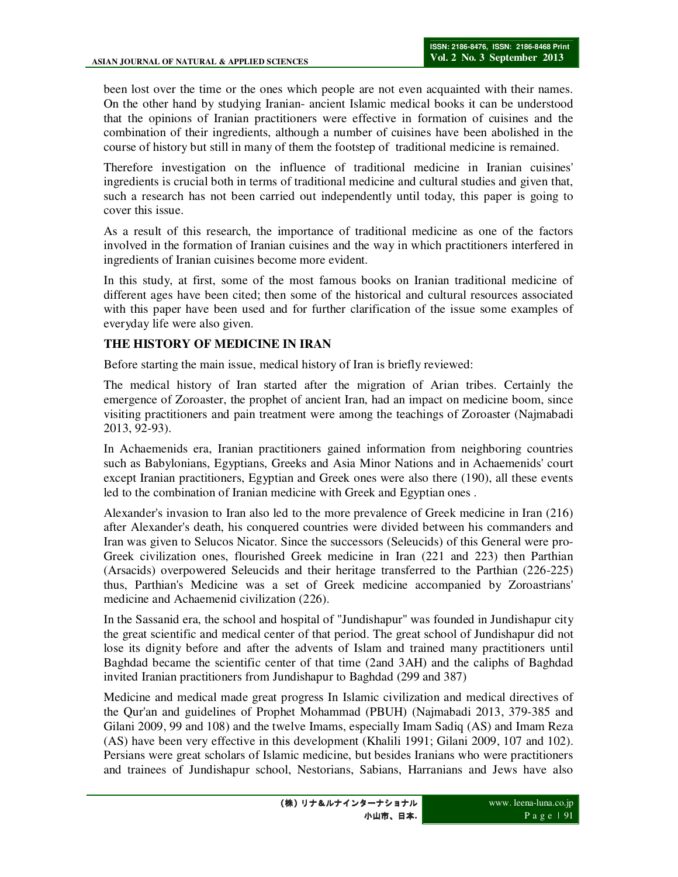been lost over the time or the ones which people are not even acquainted with their names. On the other hand by studying Iranian- ancient Islamic medical books it can be understood that the opinions of Iranian practitioners were effective in formation of cuisines and the combination of their ingredients, although a number of cuisines have been abolished in the course of history but still in many of them the footstep of traditional medicine is remained.

Therefore investigation on the influence of traditional medicine in Iranian cuisines' ingredients is crucial both in terms of traditional medicine and cultural studies and given that, such a research has not been carried out independently until today, this paper is going to cover this issue.

As a result of this research, the importance of traditional medicine as one of the factors involved in the formation of Iranian cuisines and the way in which practitioners interfered in ingredients of Iranian cuisines become more evident.

In this study, at first, some of the most famous books on Iranian traditional medicine of different ages have been cited; then some of the historical and cultural resources associated with this paper have been used and for further clarification of the issue some examples of everyday life were also given.

## THE HISTORY OF MEDICINE IN IRAN

Before starting the main issue, medical history of Iran is briefly reviewed:

The medical history of Iran started after the migration of Arian tribes. Certainly the emergence of Zoroaster, the prophet of ancient Iran, had an impact on medicine boom, since visiting practitioners and pain treatment were among the teachings of Zoroaster (Najmabadi 2013, 92-93).

In Achaemenids era, Iranian practitioners gained information from neighboring countries such as Babylonians, Egyptians, Greeks and Asia Minor Nations and in Achaemenids' court except Iranian practitioners, Egyptian and Greek ones were also there (190), all these events led to the combination of Iranian medicine with Greek and Egyptian ones .

Alexander's invasion to Iran also led to the more prevalence of Greek medicine in Iran (216) after Alexander's death, his conquered countries were divided between his commanders and Iran was given to Selucos Nicator. Since the successors (Seleucids) of this General were pro-Greek civilization ones, flourished Greek medicine in Iran (221 and 223) then Parthian (Arsacids) overpowered Seleucids and their heritage transferred to the Parthian (226-225) thus, Parthian's Medicine was a set of Greek medicine accompanied by Zoroastrians' medicine and Achaemenid civilization (226).

In the Sassanid era, the school and hospital of "Jundishapur" was founded in Jundishapur city the great scientific and medical center of that period. The great school of Jundishapur did not lose its dignity before and after the advents of Islam and trained many practitioners until Baghdad became the scientific center of that time (2and 3AH) and the caliphs of Baghdad invited Iranian practitioners from Jundishapur to Baghdad (299 and 387)

Medicine and medical made great progress In Islamic civilization and medical directives of the Qur'an and guidelines of Prophet Mohammad (PBUH) (Najmabadi 2013, 379-385 and Gilani 2009, 99 and 108) and the twelve Imams, especially Imam Sadiq (AS) and Imam Reza (AS) have been very effective in this development (Khalili 1991; Gilani 2009, 107 and 102). Persians were great scholars of Islamic medicine, but besides Iranians who were practitioners and trainees of Jundishapur school, Nestorians, Sabians, Harranians and Jews have also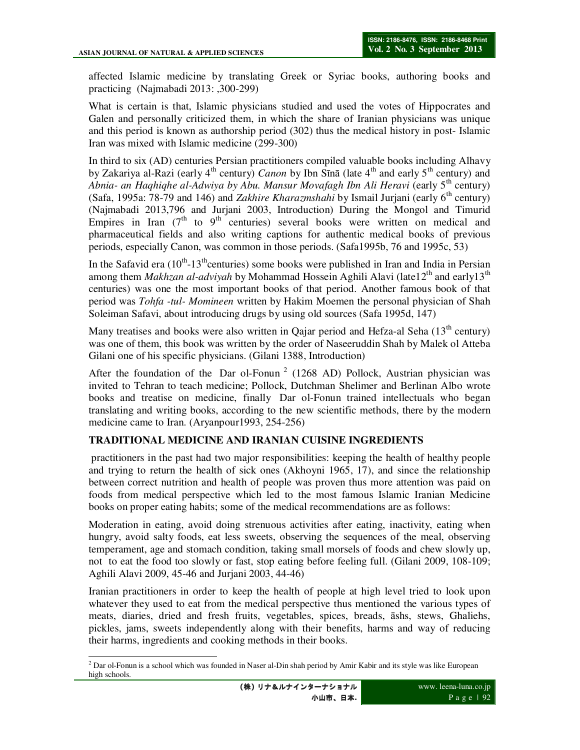affected Islamic medicine by translating Greek or Syriac books, authoring books and practicing (Najmabadi 2013: ,300-299)

What is certain is that, Islamic physicians studied and used the votes of Hippocrates and Galen and personally criticized them, in which the share of Iranian physicians was unique and this period is known as authorship period (302) thus the medical history in post- Islamic Iran was mixed with Islamic medicine (299-300)

In third to six (AD) centuries Persian practitioners compiled valuable books including Alhavy by Zakariya al-Razi (early 4th century) *Canon* by Ibn Sīnā (late 4th and early 5th century) and *Abnia- an Haqhiqhe al-Adwiya by Abu. Mansur Movafagh Ibn Ali Heravi* (early 5th century) (Safa, 1995a: 78-79 and 146) and *Zakhire Kharazmshahi* by Ismail Jurjani (early 6th century) (Najmabadi 2013,796 and Jurjani 2003, Introduction) During the Mongol and Timurid Empires in Iran (7th to 9th centuries) several books were written on medical and pharmaceutical fields and also writing captions for authentic medical books of previous periods, especially Canon, was common in those periods. (Safa1995b, 76 and 1995c, 53)

In the Safavid era (10th-13th centuries) some books were published in Iran and India in Persian among them *Makhzan al-adviyah* by Mohammad Hossein Aghili Alavi (late12th and early13th centuries) was one the most important books of that period. Another famous book of that period was *Tohfa -tul- Momineen* written by Hakim Moemen the personal physician of Shah Soleiman Safavi, about introducing drugs by using old sources (Safa 1995d, 147)

Many treatises and books were also written in Qajar period and Hefza-al Seha (13th century) was one of them, this book was written by the order of Naseeruddin Shah by Malek ol Atteba Gilani one of his specific physicians. (Gilani 1388, Introduction)

After the foundation of the Dar ol-Fonun [2] (1268 AD) Pollock, Austrian physician was invited to Tehran to teach medicine; Pollock, Dutchman Shelimer and Berlinan Albo wrote books and treatise on medicine, finally Dar ol-Fonun trained intellectuals who began translating and writing books, according to the new scientific methods, there by the modern medicine came to Iran. (Aryanpour1993, 254-256)

## TRADITIONAL MEDICINE AND IRANIAN CUISINE INGREDIENTS

practitioners in the past had two major responsibilities: keeping the health of healthy people and trying to return the health of sick ones (Akhoyni 1965, 17), and since the relationship between correct nutrition and health of people was proven thus more attention was paid on foods from medical perspective which led to the most famous Islamic Iranian Medicine books on proper eating habits; some of the medical recommendations are as follows:

Moderation in eating, avoid doing strenuous activities after eating, inactivity, eating when hungry, avoid salty foods, eat less sweets, observing the sequences of the meal, observing temperament, age and stomach condition, taking small morsels of foods and chew slowly up, not to eat the food too slowly or fast, stop eating before feeling full. (Gilani 2009, 108-109; Aghili Alavi 2009, 45-46 and Jurjani 2003, 44-46)

Iranian practitioners in order to keep the health of people at high level tried to look upon whatever they used to eat from the medical perspective thus mentioned the various types of meats, diaries, dried and fresh fruits, vegetables, spices, breads, āshs, stews, Ghaliehs, pickles, jams, sweets independently along with their benefits, harms and way of reducing their harms, ingredients and cooking methods in their books.

---

[2] Dar ol-Fonun is a school which was founded in Naser al-Din shah period by Amir Kabir and its style was like European high schools.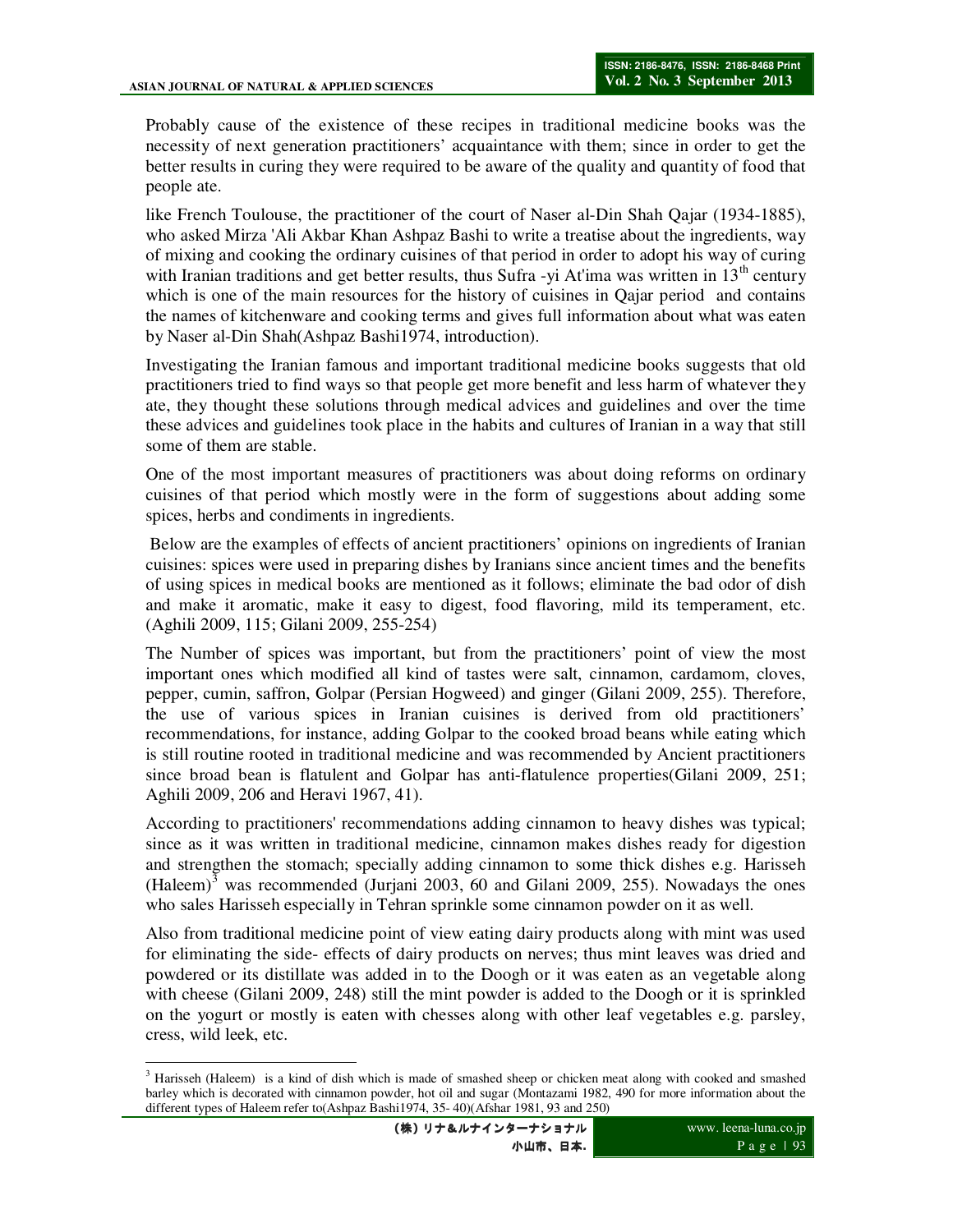Probably cause of the existence of these recipes in traditional medicine books was the necessity of next generation practitioners' acquaintance with them; since in order to get the better results in curing they were required to be aware of the quality and quantity of food that people ate.

like French Toulouse, the practitioner of the court of Naser al-Din Shah Qajar (1934-1885), who asked Mirza 'Ali Akbar Khan Ashpaz Bashi to write a treatise about the ingredients, way of mixing and cooking the ordinary cuisines of that period in order to adopt his way of curing with Iranian traditions and get better results, thus Sufra -yi At'ima was written in 13th century which is one of the main resources for the history of cuisines in Qajar period and contains the names of kitchenware and cooking terms and gives full information about what was eaten by Naser al-Din Shah(Ashpaz Bashi1974, introduction).

Investigating the Iranian famous and important traditional medicine books suggests that old practitioners tried to find ways so that people get more benefit and less harm of whatever they ate, they thought these solutions through medical advices and guidelines and over the time these advices and guidelines took place in the habits and cultures of Iranian in a way that still some of them are stable.

One of the most important measures of practitioners was about doing reforms on ordinary cuisines of that period which mostly were in the form of suggestions about adding some spices, herbs and condiments in ingredients.

Below are the examples of effects of ancient practitioners' opinions on ingredients of Iranian cuisines: spices were used in preparing dishes by Iranians since ancient times and the benefits of using spices in medical books are mentioned as it follows; eliminate the bad odor of dish and make it aromatic, make it easy to digest, food flavoring, mild its temperament, etc. (Aghili 2009, 115; Gilani 2009, 255-254)

The Number of spices was important, but from the practitioners' point of view the most important ones which modified all kind of tastes were salt, cinnamon, cardamom, cloves, pepper, cumin, saffron, Golpar (Persian Hogweed) and ginger (Gilani 2009, 255). Therefore, the use of various spices in Iranian cuisines is derived from old practitioners' recommendations, for instance, adding Golpar to the cooked broad beans while eating which is still routine rooted in traditional medicine and was recommended by Ancient practitioners since broad bean is flatulent and Golpar has anti-flatulence properties(Gilani 2009, 251; Aghili 2009, 206 and Heravi 1967, 41).

According to practitioners' recommendations adding cinnamon to heavy dishes was typical; since as it was written in traditional medicine, cinnamon makes dishes ready for digestion and strengthen the stomach; specially adding cinnamon to some thick dishes e.g. Harisseh (Haleem)[3] was recommended (Jurjani 2003, 60 and Gilani 2009, 255). Nowadays the ones who sales Harisseh especially in Tehran sprinkle some cinnamon powder on it as well.

Also from traditional medicine point of view eating dairy products along with mint was used for eliminating the side- effects of dairy products on nerves; thus mint leaves was dried and powdered or its distillate was added in to the Doogh or it was eaten as an vegetable along with cheese (Gilani 2009, 248) still the mint powder is added to the Doogh or it is sprinkled on the yogurt or mostly is eaten with chesses along with other leaf vegetables e.g. parsley, cress, wild leek, etc.

---

[3] Harisseh (Haleem) is a kind of dish which is made of smashed sheep or chicken meat along with cooked and smashed barley which is decorated with cinnamon powder, hot oil and sugar (Montazami 1982, 490 for more information about the different types of Haleem refer to(Ashpaz Bashi1974, 35- 40)(Afshar 1981, 93 and 250)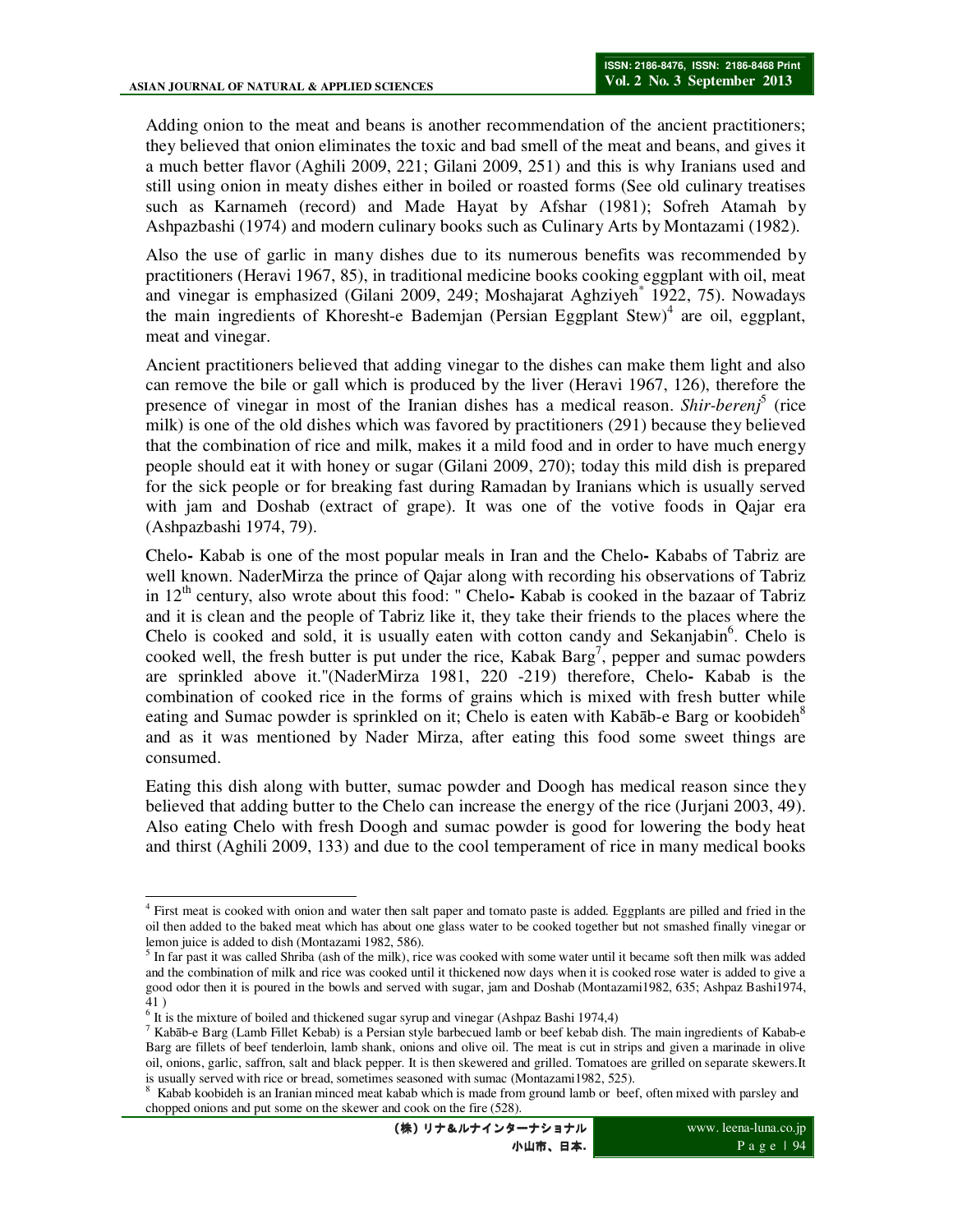Adding onion to the meat and beans is another recommendation of the ancient practitioners; they believed that onion eliminates the toxic and bad smell of the meat and beans, and gives it a much better flavor (Aghili 2009, 221; Gilani 2009, 251) and this is why Iranians used and still using onion in meaty dishes either in boiled or roasted forms (See old culinary treatises such as Karnameh (record) and Made Hayat by Afshar (1981); Sofreh Atamah by Ashpazbashi (1974) and modern culinary books such as Culinary Arts by Montazami (1982).

Also the use of garlic in many dishes due to its numerous benefits was recommended by practitioners (Heravi 1967, 85), in traditional medicine books cooking eggplant with oil, meat and vinegar is emphasized (Gilani 2009, 249; Moshajarat Aghziyeh* 1922, 75). Nowadays the main ingredients of Khoresht-e Bademjan (Persian Eggplant Stew)[4] are oil, eggplant, meat and vinegar.

Ancient practitioners believed that adding vinegar to the dishes can make them light and also can remove the bile or gall which is produced by the liver (Heravi 1967, 126), therefore the presence of vinegar in most of the Iranian dishes has a medical reason. *Shir-berenj*[5] (rice milk) is one of the old dishes which was favored by practitioners (291) because they believed that the combination of rice and milk, makes it a mild food and in order to have much energy people should eat it with honey or sugar (Gilani 2009, 270); today this mild dish is prepared for the sick people or for breaking fast during Ramadan by Iranians which is usually served with jam and Doshab (extract of grape). It was one of the votive foods in Qajar era (Ashpazbashi 1974, 79).

Chelo**-** Kabab is one of the most popular meals in Iran and the Chelo**-** Kababs of Tabriz are well known. NaderMirza the prince of Qajar along with recording his observations of Tabriz in 12th century, also wrote about this food: " Chelo**-** Kabab is cooked in the bazaar of Tabriz and it is clean and the people of Tabriz like it, they take their friends to the places where the Chelo is cooked and sold, it is usually eaten with cotton candy and Sekanjabin[6]. Chelo is cooked well, the fresh butter is put under the rice, Kabak Barg[7], pepper and sumac powders are sprinkled above it."(NaderMirza 1981, 220 -219) therefore, Chelo**-** Kabab is the combination of cooked rice in the forms of grains which is mixed with fresh butter while eating and Sumac powder is sprinkled on it; Chelo is eaten with Kabāb-e Barg or koobideh[8] and as it was mentioned by Nader Mirza, after eating this food some sweet things are consumed.

Eating this dish along with butter, sumac powder and Doogh has medical reason since they believed that adding butter to the Chelo can increase the energy of the rice (Jurjani 2003, 49). Also eating Chelo with fresh Doogh and sumac powder is good for lowering the body heat and thirst (Aghili 2009, 133) and due to the cool temperament of rice in many medical books

---

[4] First meat is cooked with onion and water then salt paper and tomato paste is added. Eggplants are pilled and fried in the oil then added to the baked meat which has about one glass water to be cooked together but not smashed finally vinegar or lemon juice is added to dish (Montazami 1982, 586).

[5] In far past it was called Shriba (ash of the milk), rice was cooked with some water until it became soft then milk was added and the combination of milk and rice was cooked until it thickened now days when it is cooked rose water is added to give a good odor then it is poured in the bowls and served with sugar, jam and Doshab (Montazami1982, 635; Ashpaz Bashi1974, 41 )

[6] It is the mixture of boiled and thickened sugar syrup and vinegar (Ashpaz Bashi 1974,4)

[7] Kabāb-e Barg (Lamb Fillet Kebab) is a Persian style barbecued lamb or beef kebab dish. The main ingredients of Kabab-e Barg are fillets of beef tenderloin, lamb shank, onions and olive oil. The meat is cut in strips and given a marinade in olive oil, onions, garlic, saffron, salt and black pepper. It is then skewered and grilled. Tomatoes are grilled on separate skewers.It is usually served with rice or bread, sometimes seasoned with sumac (Montazami1982, 525).

[8] Kabab koobideh is an Iranian minced meat kabab which is made from ground lamb or beef, often mixed with parsley and chopped onions and put some on the skewer and cook on the fire (528).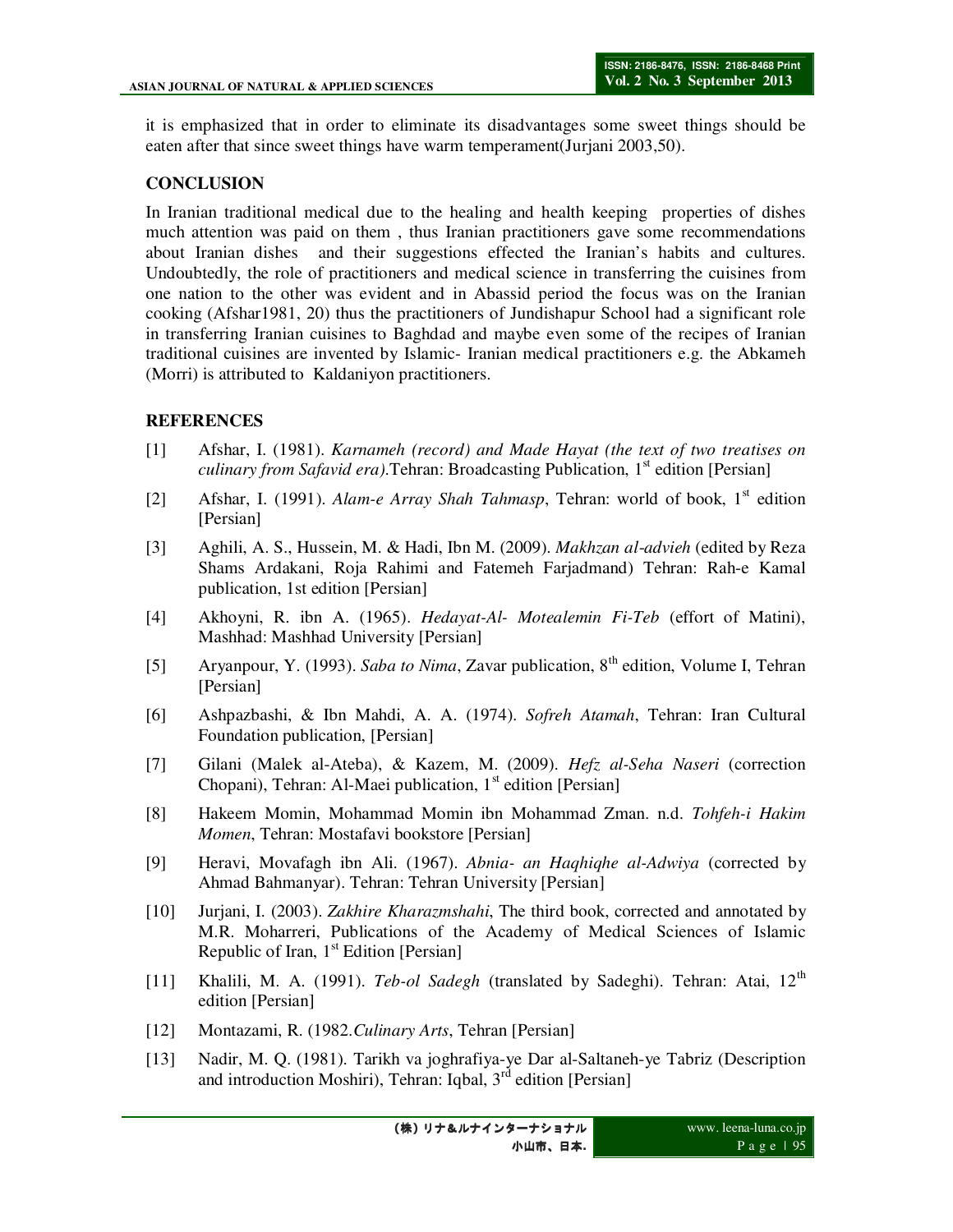it is emphasized that in order to eliminate its disadvantages some sweet things should be eaten after that since sweet things have warm temperament(Jurjani 2003,50).

## CONCLUSION

In Iranian traditional medical due to the healing and health keeping properties of dishes much attention was paid on them , thus Iranian practitioners gave some recommendations about Iranian dishes and their suggestions effected the Iranian's habits and cultures. Undoubtedly, the role of practitioners and medical science in transferring the cuisines from one nation to the other was evident and in Abassid period the focus was on the Iranian cooking (Afshar1981, 20) thus the practitioners of Jundishapur School had a significant role in transferring Iranian cuisines to Baghdad and maybe even some of the recipes of Iranian traditional cuisines are invented by Islamic- Iranian medical practitioners e.g. the Abkameh (Morri) is attributed to Kaldaniyon practitioners.

## REFERENCES

[1] Afshar, I. (1981). *Karnameh (record) and Made Hayat (the text of two treatises on culinary from Safavid era).*Tehran: Broadcasting Publication, 1st edition [Persian]

[2] Afshar, I. (1991). *Alam-e Array Shah Tahmasp*, Tehran: world of book, 1st edition [Persian]

[3] Aghili, A. S., Hussein, M. & Hadi, Ibn M. (2009). *Makhzan al-advieh* (edited by Reza Shams Ardakani, Roja Rahimi and Fatemeh Farjadmand) Tehran: Rah-e Kamal publication, 1st edition [Persian]

[4] Akhoyni, R. ibn A. (1965). *Hedayat-Al- Motealemin Fi-Teb* (effort of Matini), Mashhad: Mashhad University [Persian]

[5] Aryanpour, Y. (1993). *Saba to Nima*, Zavar publication, 8th edition, Volume I, Tehran [Persian]

[6] Ashpazbashi, & Ibn Mahdi, A. A. (1974). *Sofreh Atamah*, Tehran: Iran Cultural Foundation publication, [Persian]

[7] Gilani (Malek al-Ateba), & Kazem, M. (2009). *Hefz al-Seha Naseri* (correction Chopani), Tehran: Al-Maei publication, 1st edition [Persian]

[8] Hakeem Momin, Mohammad Momin ibn Mohammad Zman. n.d. *Tohfeh-i Hakim Momen*, Tehran: Mostafavi bookstore [Persian]

[9] Heravi, Movafagh ibn Ali. (1967). *Abnia- an Haqhiqhe al-Adwiya* (corrected by Ahmad Bahmanyar). Tehran: Tehran University [Persian]

[10] Jurjani, I. (2003). *Zakhire Kharazmshahi*, The third book, corrected and annotated by M.R. Moharreri, Publications of the Academy of Medical Sciences of Islamic Republic of Iran, 1st Edition [Persian]

[11] Khalili, M. A. (1991). *Teb-ol Sadegh* (translated by Sadeghi). Tehran: Atai, 12th edition [Persian]

[12] Montazami, R. (1982.*Culinary Arts*, Tehran [Persian]

[13] Nadir, M. Q. (1981). Tarikh va joghrafiya-ye Dar al-Saltaneh-ye Tabriz (Description and introduction Moshiri), Tehran: Iqbal, 3rd edition [Persian]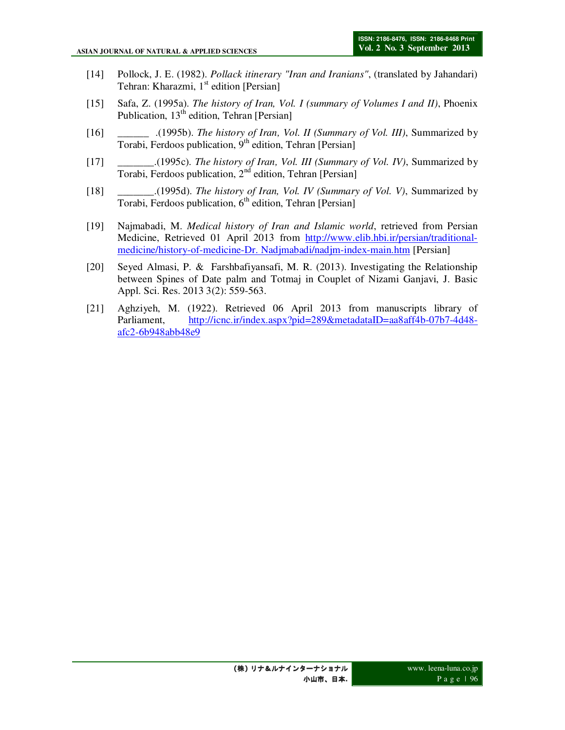[14] Pollock, J. E. (1982). *Pollack itinerary "Iran and Iranians"*, (translated by Jahandari) Tehran: Kharazmi, 1st edition [Persian]

[15] Safa, Z. (1995a). *The history of Iran, Vol. I (summary of Volumes I and II)*, Phoenix Publication, 13th edition, Tehran [Persian]

[16] ______ .(1995b). *The history of Iran, Vol. II (Summary of Vol. III)*, Summarized by Torabi, Ferdoos publication, 9th edition, Tehran [Persian]

[17] _______.(1995c). *The history of Iran, Vol. III (Summary of Vol. IV)*, Summarized by Torabi, Ferdoos publication, 2nd edition, Tehran [Persian]

[18] _______.(1995d). *The history of Iran, Vol. IV (Summary of Vol. V)*, Summarized by Torabi, Ferdoos publication, 6th edition, Tehran [Persian]

[19] Najmabadi, M. *Medical history of Iran and Islamic world*, retrieved from Persian Medicine, Retrieved 01 April 2013 from http://www.elib.hbi.ir/persian/traditional-medicine/history-of-medicine-Dr. Nadjmabadi/nadjm-index-main.htm [Persian]

[20] Seyed Almasi, P. & Farshbafiyansafi, M. R. (2013). Investigating the Relationship between Spines of Date palm and Totmaj in Couplet of Nizami Ganjavi, J. Basic Appl. Sci. Res. 2013 3(2): 559-563.

[21] Aghziyeh, M. (1922). Retrieved 06 April 2013 from manuscripts library of Parliament, http://icnc.ir/index.aspx?pid=289&metadataID=aa8aff4b-07b7-4d48-afc2-6b948abb48e9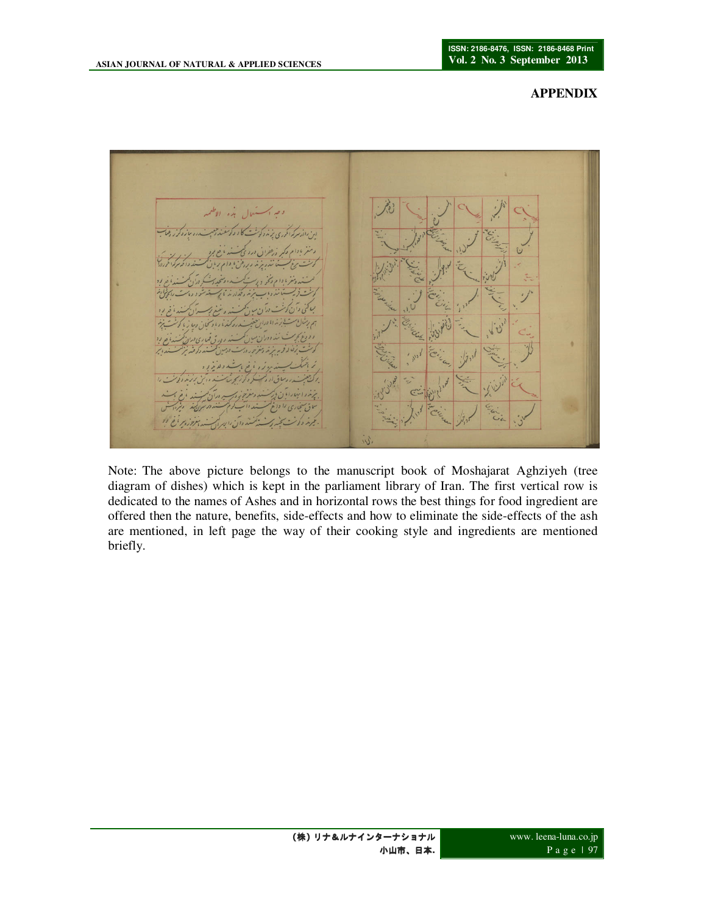## APPENDIX

Note: The above picture belongs to the manuscript book of Moshajarat Aghziyeh (tree diagram of dishes) which is kept in the parliament library of Iran. The first vertical row is dedicated to the names of Ashes and in horizontal rows the best things for food ingredient are offered then the nature, benefits, side-effects and how to eliminate the side-effects of the ash are mentioned, in left page the way of their cooking style and ingredients are mentioned briefly.